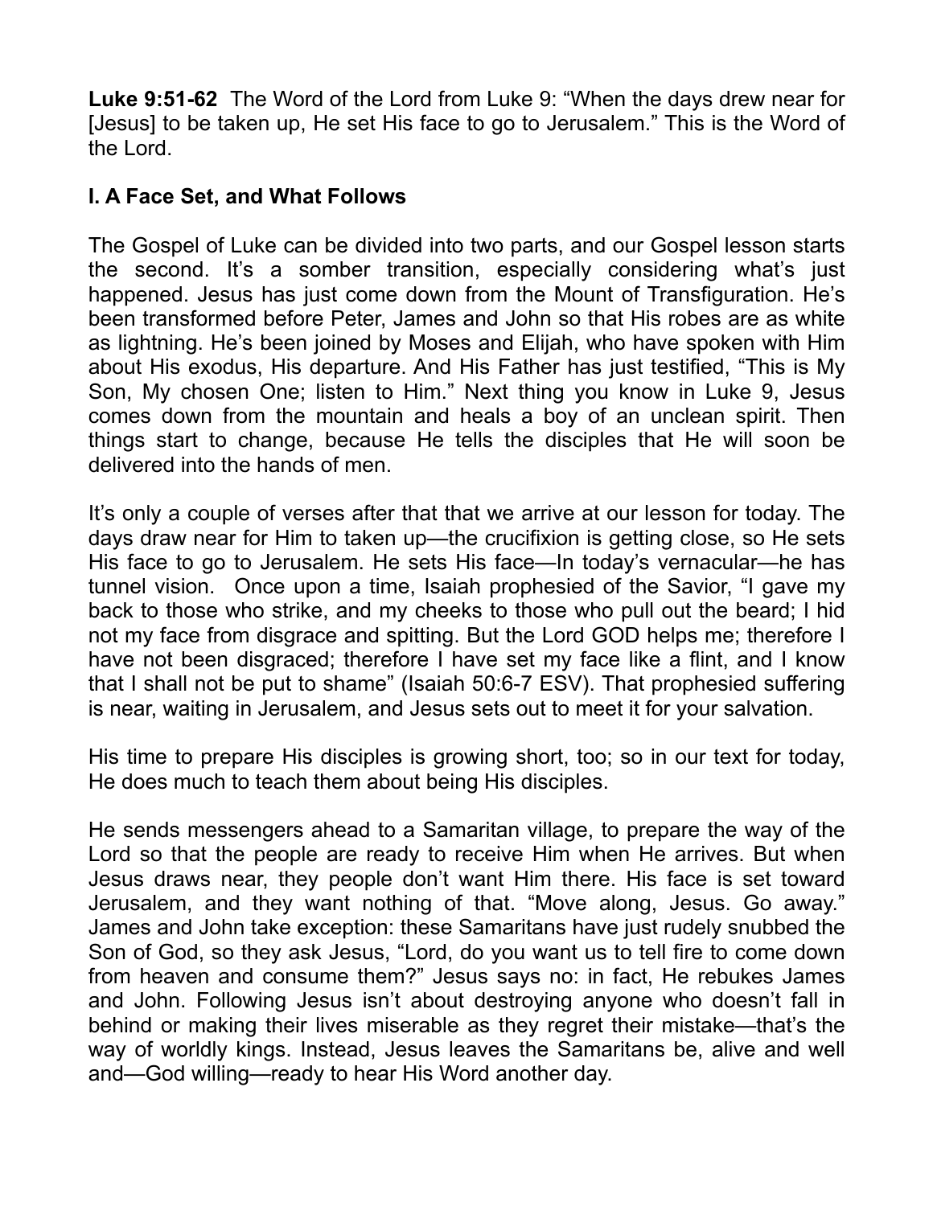**Luke 9:51-62** The Word of the Lord from Luke 9: "When the days drew near for [Jesus] to be taken up, He set His face to go to Jerusalem." This is the Word of the Lord.

**I. A Face Set, and What Follows**

The Gospel of Luke can be divided into two parts, and our Gospel lesson starts the second. It's a somber transition, especially considering what's just happened. Jesus has just come down from the Mount of Transfiguration. He's been transformed before Peter, James and John so that His robes are as white as lightning. He's been joined by Moses and Elijah, who have spoken with Him about His exodus, His departure. And His Father has just testified, "This is My Son, My chosen One; listen to Him." Next thing you know in Luke 9, Jesus comes down from the mountain and heals a boy of an unclean spirit. Then things start to change, because He tells the disciples that He will soon be delivered into the hands of men.

It's only a couple of verses after that that we arrive at our lesson for today. The days draw near for Him to taken up—the crucifixion is getting close, so He sets His face to go to Jerusalem. He sets His face—In today's vernacular—he has tunnel vision. Once upon a time, Isaiah prophesied of the Savior, "I gave my back to those who strike, and my cheeks to those who pull out the beard; I hid not my face from disgrace and spitting. But the Lord GOD helps me; therefore I have not been disgraced; therefore I have set my face like a flint, and I know that I shall not be put to shame" (Isaiah 50:6-7 ESV). That prophesied suffering is near, waiting in Jerusalem, and Jesus sets out to meet it for your salvation.

His time to prepare His disciples is growing short, too; so in our text for today, He does much to teach them about being His disciples.

He sends messengers ahead to a Samaritan village, to prepare the way of the Lord so that the people are ready to receive Him when He arrives. But when Jesus draws near, they people don't want Him there. His face is set toward Jerusalem, and they want nothing of that. "Move along, Jesus. Go away." James and John take exception: these Samaritans have just rudely snubbed the Son of God, so they ask Jesus, "Lord, do you want us to tell fire to come down from heaven and consume them?" Jesus says no: in fact, He rebukes James and John. Following Jesus isn't about destroying anyone who doesn't fall in behind or making their lives miserable as they regret their mistake—that's the way of worldly kings. Instead, Jesus leaves the Samaritans be, alive and well and—God willing—ready to hear His Word another day.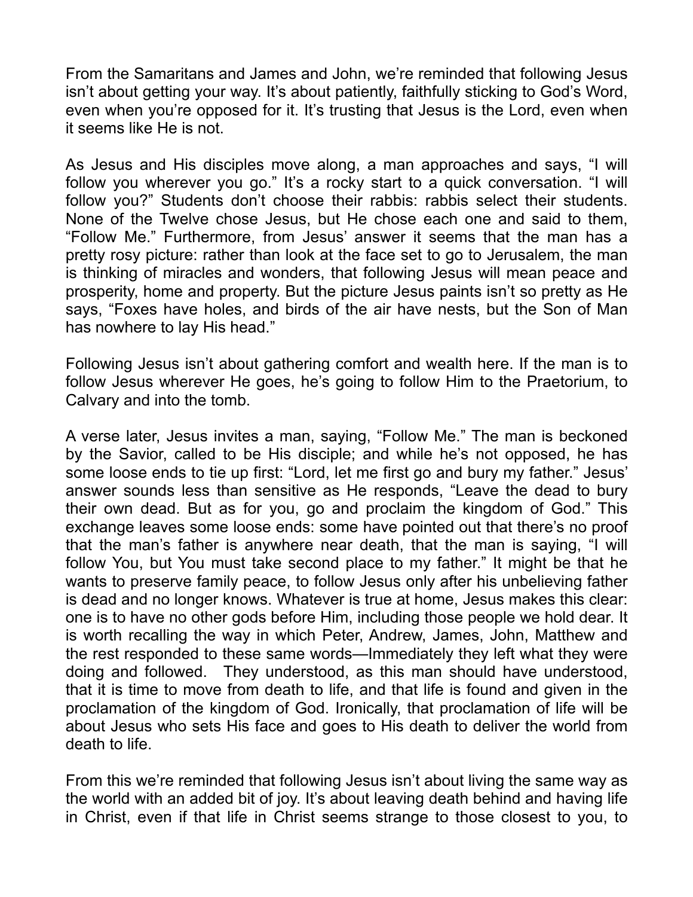From the Samaritans and James and John, we're reminded that following Jesus isn't about getting your way. It's about patiently, faithfully sticking to God's Word, even when you're opposed for it. It's trusting that Jesus is the Lord, even when it seems like He is not.

As Jesus and His disciples move along, a man approaches and says, "I will follow you wherever you go." It's a rocky start to a quick conversation. "I will follow you?" Students don't choose their rabbis: rabbis select their students. None of the Twelve chose Jesus, but He chose each one and said to them, "Follow Me." Furthermore, from Jesus' answer it seems that the man has a pretty rosy picture: rather than look at the face set to go to Jerusalem, the man is thinking of miracles and wonders, that following Jesus will mean peace and prosperity, home and property. But the picture Jesus paints isn't so pretty as He says, "Foxes have holes, and birds of the air have nests, but the Son of Man has nowhere to lay His head."

Following Jesus isn't about gathering comfort and wealth here. If the man is to follow Jesus wherever He goes, he's going to follow Him to the Praetorium, to Calvary and into the tomb.

A verse later, Jesus invites a man, saying, "Follow Me." The man is beckoned by the Savior, called to be His disciple; and while he's not opposed, he has some loose ends to tie up first: "Lord, let me first go and bury my father." Jesus' answer sounds less than sensitive as He responds, "Leave the dead to bury their own dead. But as for you, go and proclaim the kingdom of God." This exchange leaves some loose ends: some have pointed out that there's no proof that the man's father is anywhere near death, that the man is saying, "I will follow You, but You must take second place to my father." It might be that he wants to preserve family peace, to follow Jesus only after his unbelieving father is dead and no longer knows. Whatever is true at home, Jesus makes this clear: one is to have no other gods before Him, including those people we hold dear. It is worth recalling the way in which Peter, Andrew, James, John, Matthew and the rest responded to these same words—Immediately they left what they were doing and followed. They understood, as this man should have understood, that it is time to move from death to life, and that life is found and given in the proclamation of the kingdom of God. Ironically, that proclamation of life will be about Jesus who sets His face and goes to His death to deliver the world from death to life.

From this we're reminded that following Jesus isn't about living the same way as the world with an added bit of joy. It's about leaving death behind and having life in Christ, even if that life in Christ seems strange to those closest to you, to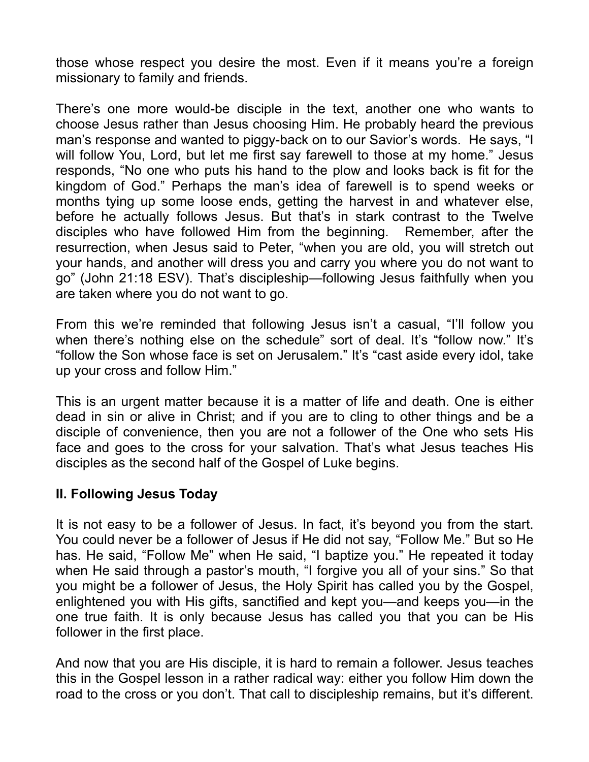those whose respect you desire the most. Even if it means you're a foreign missionary to family and friends.

There's one more would-be disciple in the text, another one who wants to choose Jesus rather than Jesus choosing Him. He probably heard the previous man's response and wanted to piggy-back on to our Savior's words. He says, "I will follow You, Lord, but let me first say farewell to those at my home." Jesus responds, "No one who puts his hand to the plow and looks back is fit for the kingdom of God." Perhaps the man's idea of farewell is to spend weeks or months tying up some loose ends, getting the harvest in and whatever else, before he actually follows Jesus. But that's in stark contrast to the Twelve disciples who have followed Him from the beginning. Remember, after the resurrection, when Jesus said to Peter, "when you are old, you will stretch out your hands, and another will dress you and carry you where you do not want to go" (John 21:18 ESV). That's discipleship—following Jesus faithfully when you are taken where you do not want to go.

From this we're reminded that following Jesus isn't a casual, "I'll follow you when there's nothing else on the schedule" sort of deal. It's "follow now." It's "follow the Son whose face is set on Jerusalem." It's "cast aside every idol, take up your cross and follow Him."

This is an urgent matter because it is a matter of life and death. One is either dead in sin or alive in Christ; and if you are to cling to other things and be a disciple of convenience, then you are not a follower of the One who sets His face and goes to the cross for your salvation. That's what Jesus teaches His disciples as the second half of the Gospel of Luke begins.

## II. Following Jesus Today

It is not easy to be a follower of Jesus. In fact, it's beyond you from the start. You could never be a follower of Jesus if He did not say, "Follow Me." But so He has. He said, "Follow Me" when He said, "I baptize you." He repeated it today when He said through a pastor's mouth, "I forgive you all of your sins." So that you might be a follower of Jesus, the Holy Spirit has called you by the Gospel, enlightened you with His gifts, sanctified and kept you—and keeps you—in the one true faith. It is only because Jesus has called you that you can be His follower in the first place.

And now that you are His disciple, it is hard to remain a follower. Jesus teaches this in the Gospel lesson in a rather radical way: either you follow Him down the road to the cross or you don't. That call to discipleship remains, but it's different.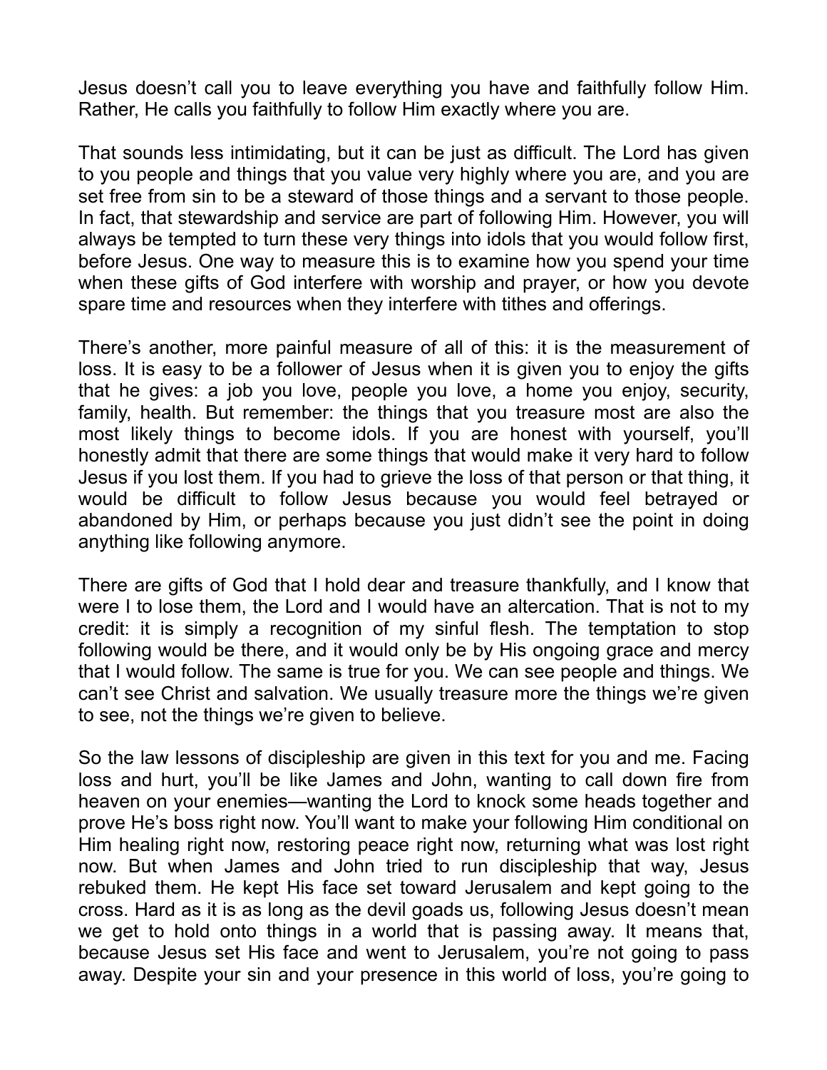Jesus doesn't call you to leave everything you have and faithfully follow Him. Rather, He calls you faithfully to follow Him exactly where you are.

That sounds less intimidating, but it can be just as difficult. The Lord has given to you people and things that you value very highly where you are, and you are set free from sin to be a steward of those things and a servant to those people. In fact, that stewardship and service are part of following Him. However, you will always be tempted to turn these very things into idols that you would follow first, before Jesus. One way to measure this is to examine how you spend your time when these gifts of God interfere with worship and prayer, or how you devote spare time and resources when they interfere with tithes and offerings.

There's another, more painful measure of all of this: it is the measurement of loss. It is easy to be a follower of Jesus when it is given you to enjoy the gifts that he gives: a job you love, people you love, a home you enjoy, security, family, health. But remember: the things that you treasure most are also the most likely things to become idols. If you are honest with yourself, you'll honestly admit that there are some things that would make it very hard to follow Jesus if you lost them. If you had to grieve the loss of that person or that thing, it would be difficult to follow Jesus because you would feel betrayed or abandoned by Him, or perhaps because you just didn't see the point in doing anything like following anymore.

There are gifts of God that I hold dear and treasure thankfully, and I know that were I to lose them, the Lord and I would have an altercation. That is not to my credit: it is simply a recognition of my sinful flesh. The temptation to stop following would be there, and it would only be by His ongoing grace and mercy that I would follow. The same is true for you. We can see people and things. We can't see Christ and salvation. We usually treasure more the things we're given to see, not the things we're given to believe.

So the law lessons of discipleship are given in this text for you and me. Facing loss and hurt, you'll be like James and John, wanting to call down fire from heaven on your enemies—wanting the Lord to knock some heads together and prove He's boss right now. You'll want to make your following Him conditional on Him healing right now, restoring peace right now, returning what was lost right now. But when James and John tried to run discipleship that way, Jesus rebuked them. He kept His face set toward Jerusalem and kept going to the cross. Hard as it is as long as the devil goads us, following Jesus doesn't mean we get to hold onto things in a world that is passing away. It means that, because Jesus set His face and went to Jerusalem, you're not going to pass away. Despite your sin and your presence in this world of loss, you're going to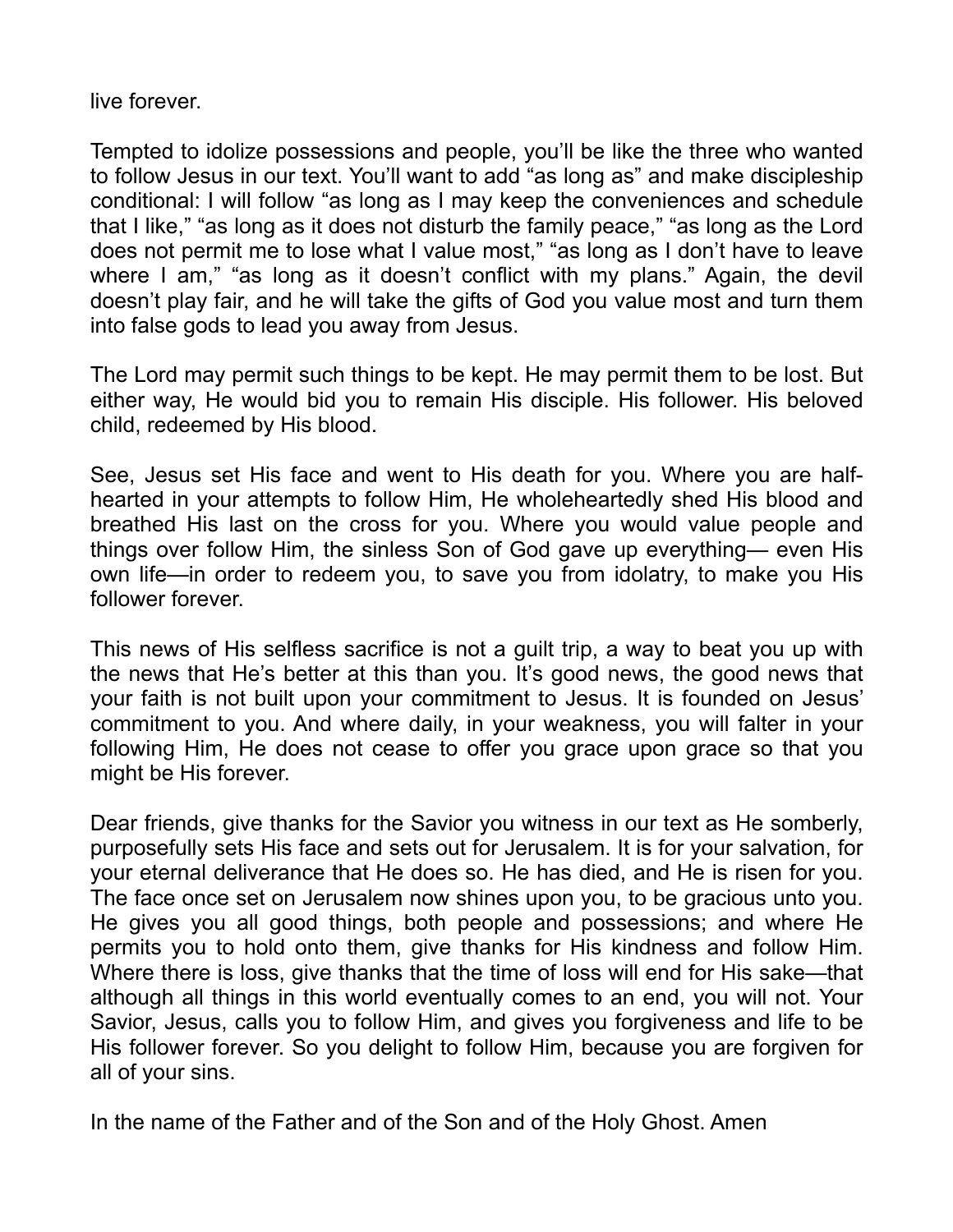live forever.

Tempted to idolize possessions and people, you'll be like the three who wanted to follow Jesus in our text. You'll want to add "as long as" and make discipleship conditional: I will follow "as long as I may keep the conveniences and schedule that I like," "as long as it does not disturb the family peace," "as long as the Lord does not permit me to lose what I value most," "as long as I don't have to leave where I am," "as long as it doesn't conflict with my plans." Again, the devil doesn't play fair, and he will take the gifts of God you value most and turn them into false gods to lead you away from Jesus.

The Lord may permit such things to be kept. He may permit them to be lost. But either way, He would bid you to remain His disciple. His follower. His beloved child, redeemed by His blood.

See, Jesus set His face and went to His death for you. Where you are half-hearted in your attempts to follow Him, He wholeheartedly shed His blood and breathed His last on the cross for you. Where you would value people and things over follow Him, the sinless Son of God gave up everything— even His own life—in order to redeem you, to save you from idolatry, to make you His follower forever.

This news of His selfless sacrifice is not a guilt trip, a way to beat you up with the news that He's better at this than you. It's good news, the good news that your faith is not built upon your commitment to Jesus. It is founded on Jesus' commitment to you. And where daily, in your weakness, you will falter in your following Him, He does not cease to offer you grace upon grace so that you might be His forever.

Dear friends, give thanks for the Savior you witness in our text as He somberly, purposefully sets His face and sets out for Jerusalem. It is for your salvation, for your eternal deliverance that He does so. He has died, and He is risen for you. The face once set on Jerusalem now shines upon you, to be gracious unto you. He gives you all good things, both people and possessions; and where He permits you to hold onto them, give thanks for His kindness and follow Him. Where there is loss, give thanks that the time of loss will end for His sake—that although all things in this world eventually comes to an end, you will not. Your Savior, Jesus, calls you to follow Him, and gives you forgiveness and life to be His follower forever. So you delight to follow Him, because you are forgiven for all of your sins.

In the name of the Father and of the Son and of the Holy Ghost. Amen